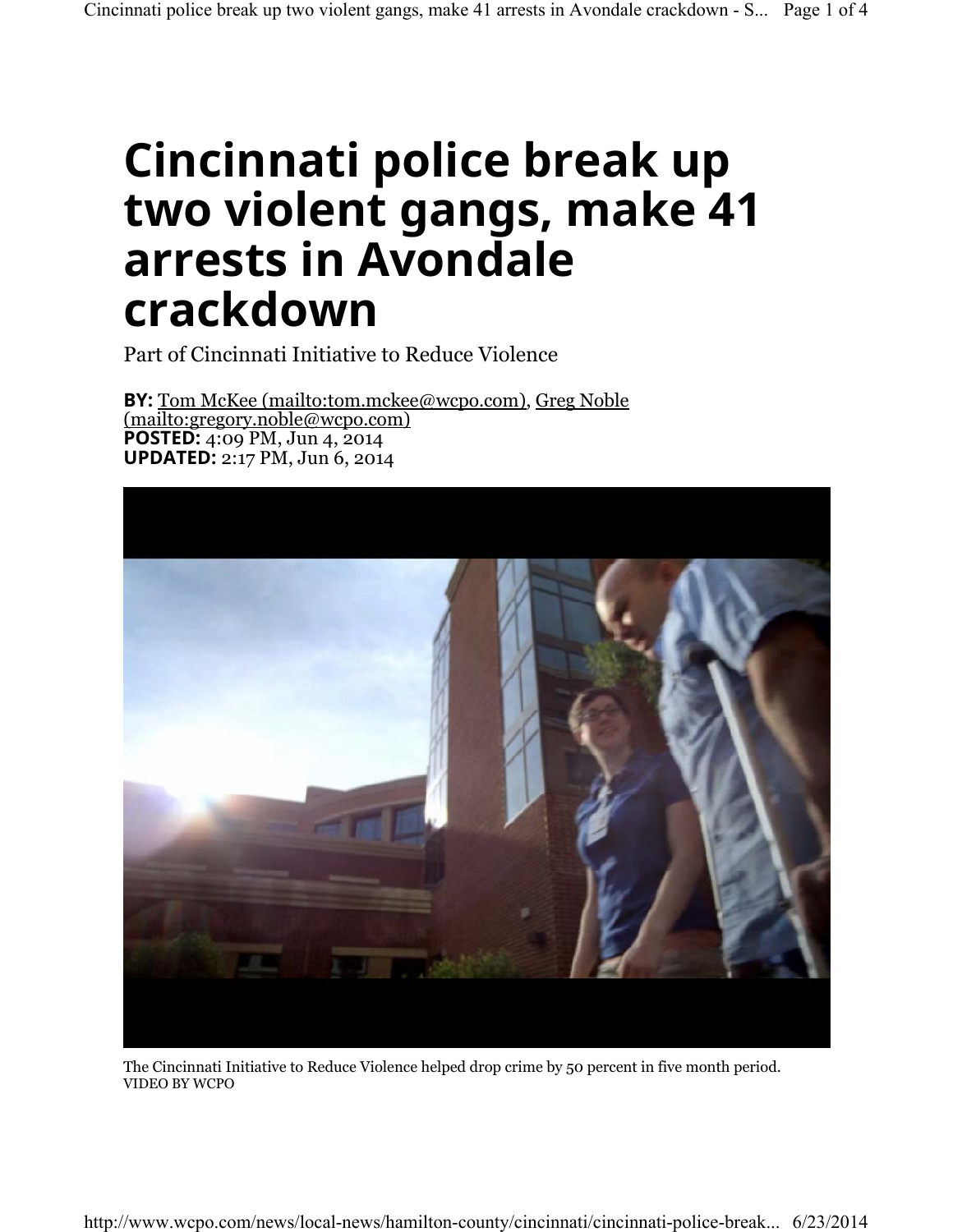# Cincinnati police break up two violent gangs, make 41 arrests in Avondale crackdown

Part of Cincinnati Initiative to Reduce Violence

**BY:** Tom McKee (mailto:tom.mckee@wcpo.com), Greg Noble (mailto:gregory.noble@wcpo.com)
**POSTED:** 4:09 PM, Jun 4, 2014
**UPDATED:** 2:17 PM, Jun 6, 2014

The Cincinnati Initiative to Reduce Violence helped drop crime by 50 percent in five month period.
VIDEO BY WCPO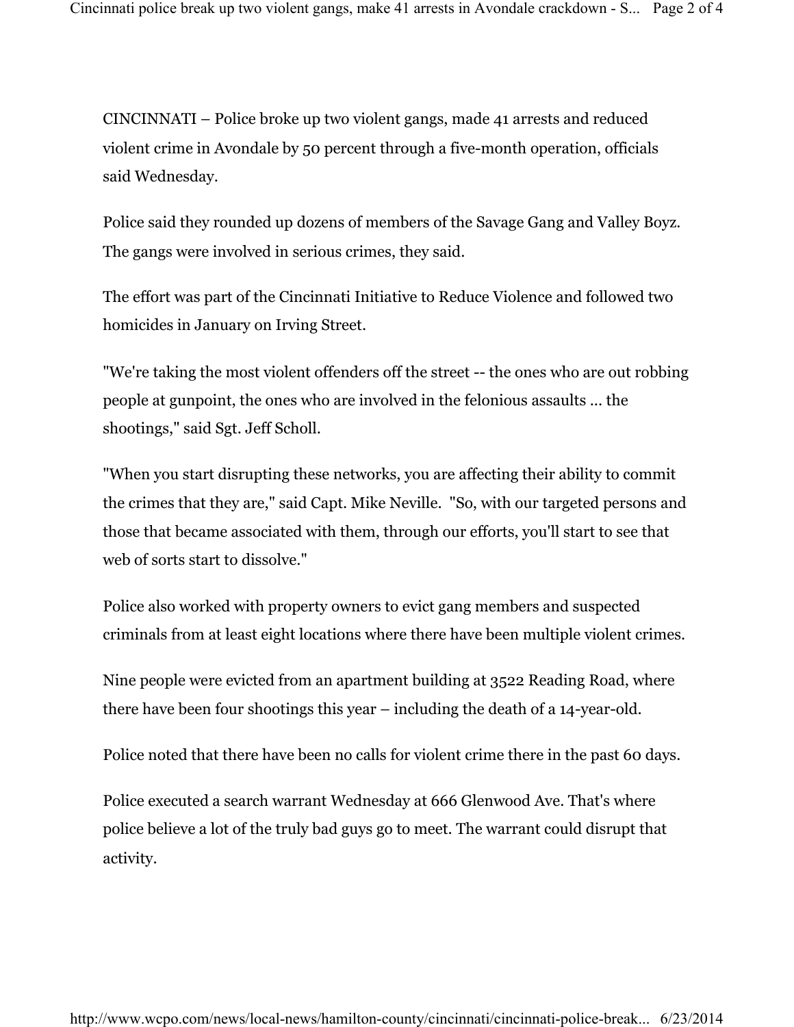CINCINNATI – Police broke up two violent gangs, made 41 arrests and reduced violent crime in Avondale by 50 percent through a five-month operation, officials said Wednesday.

Police said they rounded up dozens of members of the Savage Gang and Valley Boyz. The gangs were involved in serious crimes, they said.

The effort was part of the Cincinnati Initiative to Reduce Violence and followed two homicides in January on Irving Street.

"We're taking the most violent offenders off the street -- the ones who are out robbing people at gunpoint, the ones who are involved in the felonious assaults ... the shootings," said Sgt. Jeff Scholl.

"When you start disrupting these networks, you are affecting their ability to commit the crimes that they are," said Capt. Mike Neville. "So, with our targeted persons and those that became associated with them, through our efforts, you'll start to see that web of sorts start to dissolve."

Police also worked with property owners to evict gang members and suspected criminals from at least eight locations where there have been multiple violent crimes.

Nine people were evicted from an apartment building at 3522 Reading Road, where there have been four shootings this year – including the death of a 14-year-old.

Police noted that there have been no calls for violent crime there in the past 60 days.

Police executed a search warrant Wednesday at 666 Glenwood Ave. That's where police believe a lot of the truly bad guys go to meet. The warrant could disrupt that activity.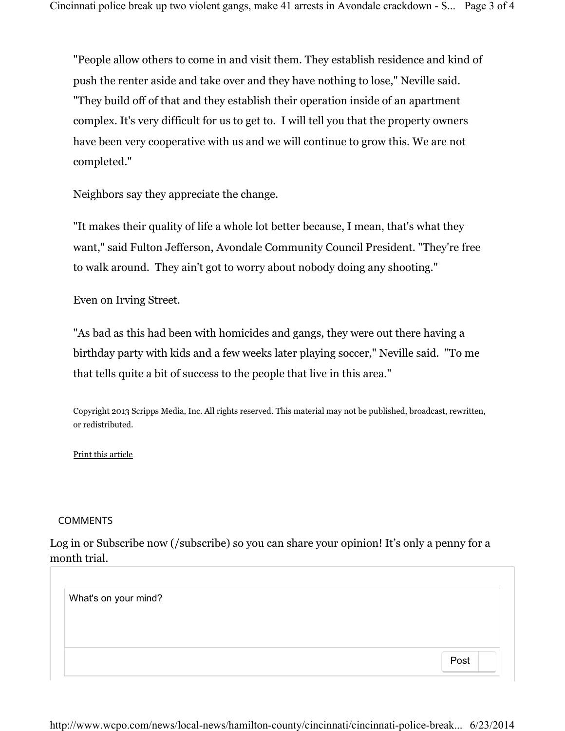"People allow others to come in and visit them. They establish residence and kind of push the renter aside and take over and they have nothing to lose," Neville said. "They build off of that and they establish their operation inside of an apartment complex. It's very difficult for us to get to. I will tell you that the property owners have been very cooperative with us and we will continue to grow this. We are not completed."

Neighbors say they appreciate the change.

"It makes their quality of life a whole lot better because, I mean, that's what they want," said Fulton Jefferson, Avondale Community Council President. "They're free to walk around. They ain't got to worry about nobody doing any shooting."

Even on Irving Street.

"As bad as this had been with homicides and gangs, they were out there having a birthday party with kids and a few weeks later playing soccer," Neville said. "To me that tells quite a bit of success to the people that live in this area."

Copyright 2013 Scripps Media, Inc. All rights reserved. This material may not be published, broadcast, rewritten, or redistributed.

Print this article

COMMENTS

Log in or Subscribe now (/subscribe) so you can share your opinion! It's only a penny for a month trial.

What's on your mind?

Post